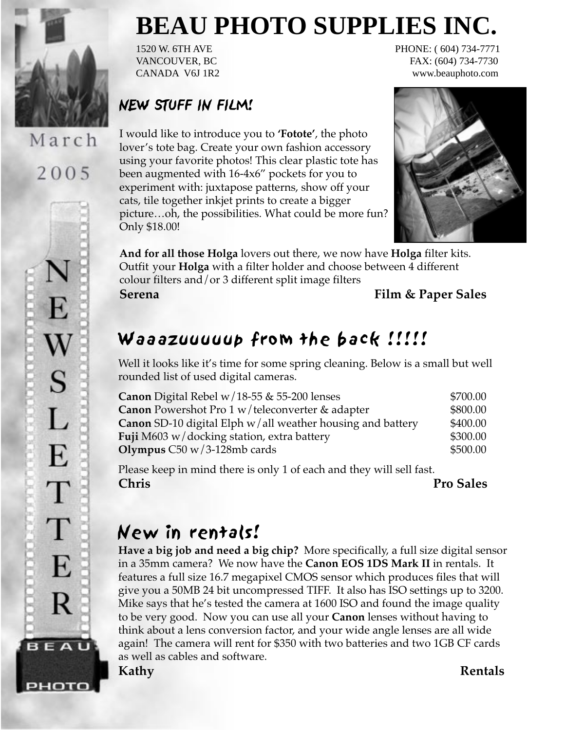# BEAU PHOTO SUPPLIES INC.

1520 W. 6TH AVE
VANCOUVER, BC
CANADA V6J 1R2

PHONE: ( 604) 734-7771
FAX: (604) 734-7730
www.beauphoto.com

March 2005

NEWSLETTER

## NEW STUFF IN FILM!

I would like to introduce you to **'Fotote'**, the photo lover's tote bag. Create your own fashion accessory using your favorite photos! This clear plastic tote has been augmented with 16-4x6" pockets for you to experiment with: juxtapose patterns, show off your cats, tile together inkjet prints to create a bigger picture…oh, the possibilities. What could be more fun? Only $18.00!

**And for all those Holga** lovers out there, we now have **Holga** filter kits. Outfit your **Holga** with a filter holder and choose between 4 different colour filters and/or 3 different split image filters

**Serena** — **Film & Paper Sales**

## Waaazuuuuup from the back !!!!!

Well it looks like it's time for some spring cleaning. Below is a small but well rounded list of used digital cameras.

| Item | Price |
|---|---|
| **Canon** Digital Rebel w/18-55 & 55-200 lenses | $700.00 |
| **Canon** Powershot Pro 1 w/teleconverter & adapter | $800.00 |
| **Canon** SD-10 digital Elph w/all weather housing and battery | $400.00 |
| **Fuji** M603 w/docking station, extra battery | $300.00 |
| **Olympus** C50 w/3-128mb cards | $500.00 |

Please keep in mind there is only 1 of each and they will sell fast.

**Chris** — **Pro Sales**

## New in rentals!

**Have a big job and need a big chip?** More specifically, a full size digital sensor in a 35mm camera? We now have the **Canon EOS 1DS Mark II** in rentals. It features a full size 16.7 megapixel CMOS sensor which produces files that will give you a 50MB 24 bit uncompressed TIFF. It also has ISO settings up to 3200. Mike says that he's tested the camera at 1600 ISO and found the image quality to be very good. Now you can use all your **Canon** lenses without having to think about a lens conversion factor, and your wide angle lenses are all wide again! The camera will rent for $350 with two batteries and two 1GB CF cards as well as cables and software.

**Kathy** — **Rentals**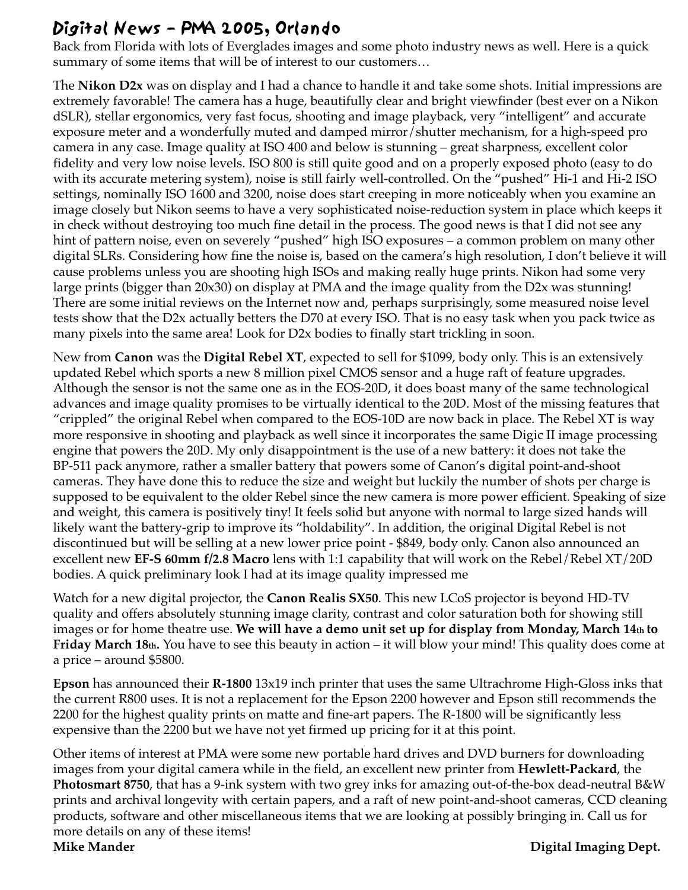# Digital News – PMA 2005, Orlando

Back from Florida with lots of Everglades images and some photo industry news as well. Here is a quick summary of some items that will be of interest to our customers…

The **Nikon D2x** was on display and I had a chance to handle it and take some shots. Initial impressions are extremely favorable! The camera has a huge, beautifully clear and bright viewfinder (best ever on a Nikon dSLR), stellar ergonomics, very fast focus, shooting and image playback, very "intelligent" and accurate exposure meter and a wonderfully muted and damped mirror/shutter mechanism, for a high-speed pro camera in any case. Image quality at ISO 400 and below is stunning – great sharpness, excellent color fidelity and very low noise levels. ISO 800 is still quite good and on a properly exposed photo (easy to do with its accurate metering system), noise is still fairly well-controlled. On the "pushed" Hi-1 and Hi-2 ISO settings, nominally ISO 1600 and 3200, noise does start creeping in more noticeably when you examine an image closely but Nikon seems to have a very sophisticated noise-reduction system in place which keeps it in check without destroying too much fine detail in the process. The good news is that I did not see any hint of pattern noise, even on severely "pushed" high ISO exposures – a common problem on many other digital SLRs. Considering how fine the noise is, based on the camera's high resolution, I don't believe it will cause problems unless you are shooting high ISOs and making really huge prints. Nikon had some very large prints (bigger than 20x30) on display at PMA and the image quality from the D2x was stunning! There are some initial reviews on the Internet now and, perhaps surprisingly, some measured noise level tests show that the D2x actually betters the D70 at every ISO. That is no easy task when you pack twice as many pixels into the same area! Look for D2x bodies to finally start trickling in soon.

New from **Canon** was the **Digital Rebel XT**, expected to sell for $1099, body only. This is an extensively updated Rebel which sports a new 8 million pixel CMOS sensor and a huge raft of feature upgrades. Although the sensor is not the same one as in the EOS-20D, it does boast many of the same technological advances and image quality promises to be virtually identical to the 20D. Most of the missing features that "crippled" the original Rebel when compared to the EOS-10D are now back in place. The Rebel XT is way more responsive in shooting and playback as well since it incorporates the same Digic II image processing engine that powers the 20D. My only disappointment is the use of a new battery: it does not take the BP-511 pack anymore, rather a smaller battery that powers some of Canon's digital point-and-shoot cameras. They have done this to reduce the size and weight but luckily the number of shots per charge is supposed to be equivalent to the older Rebel since the new camera is more power efficient. Speaking of size and weight, this camera is positively tiny! It feels solid but anyone with normal to large sized hands will likely want the battery-grip to improve its "holdability". In addition, the original Digital Rebel is not discontinued but will be selling at a new lower price point - $849, body only. Canon also announced an excellent new **EF-S 60mm f/2.8 Macro** lens with 1:1 capability that will work on the Rebel/Rebel XT/20D bodies. A quick preliminary look I had at its image quality impressed me

Watch for a new digital projector, the **Canon Realis SX50**. This new LCoS projector is beyond HD-TV quality and offers absolutely stunning image clarity, contrast and color saturation both for showing still images or for home theatre use. **We will have a demo unit set up for display from Monday, March 14th to Friday March 18th.** You have to see this beauty in action – it will blow your mind! This quality does come at a price – around $5800.

**Epson** has announced their **R-1800** 13x19 inch printer that uses the same Ultrachrome High-Gloss inks that the current R800 uses. It is not a replacement for the Epson 2200 however and Epson still recommends the 2200 for the highest quality prints on matte and fine-art papers. The R-1800 will be significantly less expensive than the 2200 but we have not yet firmed up pricing for it at this point.

Other items of interest at PMA were some new portable hard drives and DVD burners for downloading images from your digital camera while in the field, an excellent new printer from **Hewlett-Packard**, the **Photosmart 8750**, that has a 9-ink system with two grey inks for amazing out-of-the-box dead-neutral B&W prints and archival longevity with certain papers, and a raft of new point-and-shoot cameras, CCD cleaning products, software and other miscellaneous items that we are looking at possibly bringing in. Call us for more details on any of these items!

**Mike Mander** — **Digital Imaging Dept.**